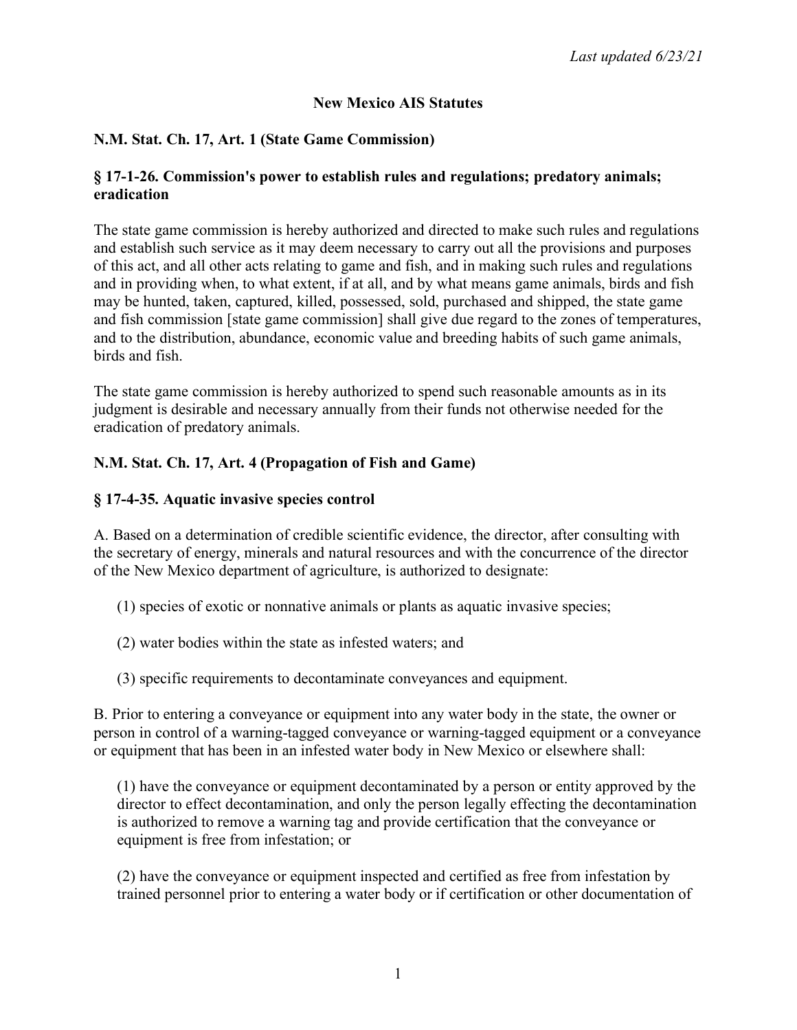*Last updated 6/23/21*

# New Mexico AIS Statutes

## N.M. Stat. Ch. 17, Art. 1 (State Game Commission)

### § 17-1-26. Commission's power to establish rules and regulations; predatory animals; eradication

The state game commission is hereby authorized and directed to make such rules and regulations and establish such service as it may deem necessary to carry out all the provisions and purposes of this act, and all other acts relating to game and fish, and in making such rules and regulations and in providing when, to what extent, if at all, and by what means game animals, birds and fish may be hunted, taken, captured, killed, possessed, sold, purchased and shipped, the state game and fish commission [state game commission] shall give due regard to the zones of temperatures, and to the distribution, abundance, economic value and breeding habits of such game animals, birds and fish.

The state game commission is hereby authorized to spend such reasonable amounts as in its judgment is desirable and necessary annually from their funds not otherwise needed for the eradication of predatory animals.

## N.M. Stat. Ch. 17, Art. 4 (Propagation of Fish and Game)

### § 17-4-35. Aquatic invasive species control

A. Based on a determination of credible scientific evidence, the director, after consulting with the secretary of energy, minerals and natural resources and with the concurrence of the director of the New Mexico department of agriculture, is authorized to designate:

(1) species of exotic or nonnative animals or plants as aquatic invasive species;

(2) water bodies within the state as infested waters; and

(3) specific requirements to decontaminate conveyances and equipment.

B. Prior to entering a conveyance or equipment into any water body in the state, the owner or person in control of a warning-tagged conveyance or warning-tagged equipment or a conveyance or equipment that has been in an infested water body in New Mexico or elsewhere shall:

(1) have the conveyance or equipment decontaminated by a person or entity approved by the director to effect decontamination, and only the person legally effecting the decontamination is authorized to remove a warning tag and provide certification that the conveyance or equipment is free from infestation; or

(2) have the conveyance or equipment inspected and certified as free from infestation by trained personnel prior to entering a water body or if certification or other documentation of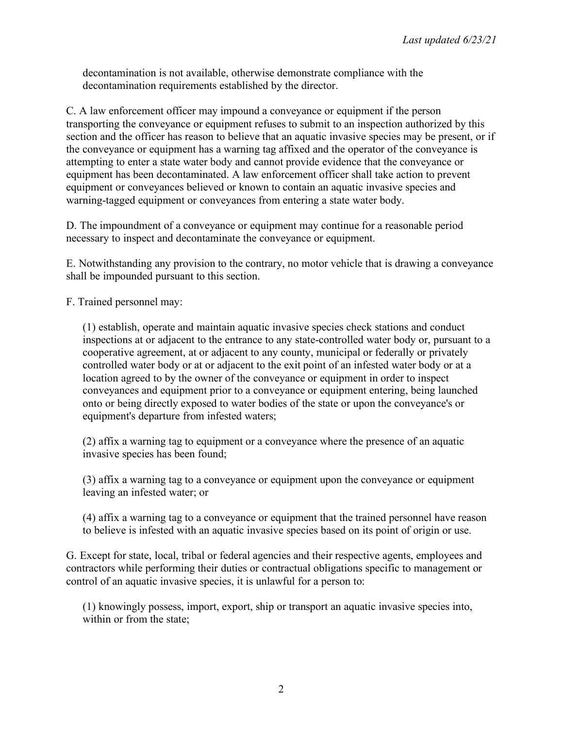decontamination is not available, otherwise demonstrate compliance with the decontamination requirements established by the director.

C. A law enforcement officer may impound a conveyance or equipment if the person transporting the conveyance or equipment refuses to submit to an inspection authorized by this section and the officer has reason to believe that an aquatic invasive species may be present, or if the conveyance or equipment has a warning tag affixed and the operator of the conveyance is attempting to enter a state water body and cannot provide evidence that the conveyance or equipment has been decontaminated. A law enforcement officer shall take action to prevent equipment or conveyances believed or known to contain an aquatic invasive species and warning-tagged equipment or conveyances from entering a state water body.

D. The impoundment of a conveyance or equipment may continue for a reasonable period necessary to inspect and decontaminate the conveyance or equipment.

E. Notwithstanding any provision to the contrary, no motor vehicle that is drawing a conveyance shall be impounded pursuant to this section.

F. Trained personnel may:

(1) establish, operate and maintain aquatic invasive species check stations and conduct inspections at or adjacent to the entrance to any state-controlled water body or, pursuant to a cooperative agreement, at or adjacent to any county, municipal or federally or privately controlled water body or at or adjacent to the exit point of an infested water body or at a location agreed to by the owner of the conveyance or equipment in order to inspect conveyances and equipment prior to a conveyance or equipment entering, being launched onto or being directly exposed to water bodies of the state or upon the conveyance's or equipment's departure from infested waters;

(2) affix a warning tag to equipment or a conveyance where the presence of an aquatic invasive species has been found;

(3) affix a warning tag to a conveyance or equipment upon the conveyance or equipment leaving an infested water; or

(4) affix a warning tag to a conveyance or equipment that the trained personnel have reason to believe is infested with an aquatic invasive species based on its point of origin or use.

G. Except for state, local, tribal or federal agencies and their respective agents, employees and contractors while performing their duties or contractual obligations specific to management or control of an aquatic invasive species, it is unlawful for a person to:

(1) knowingly possess, import, export, ship or transport an aquatic invasive species into, within or from the state;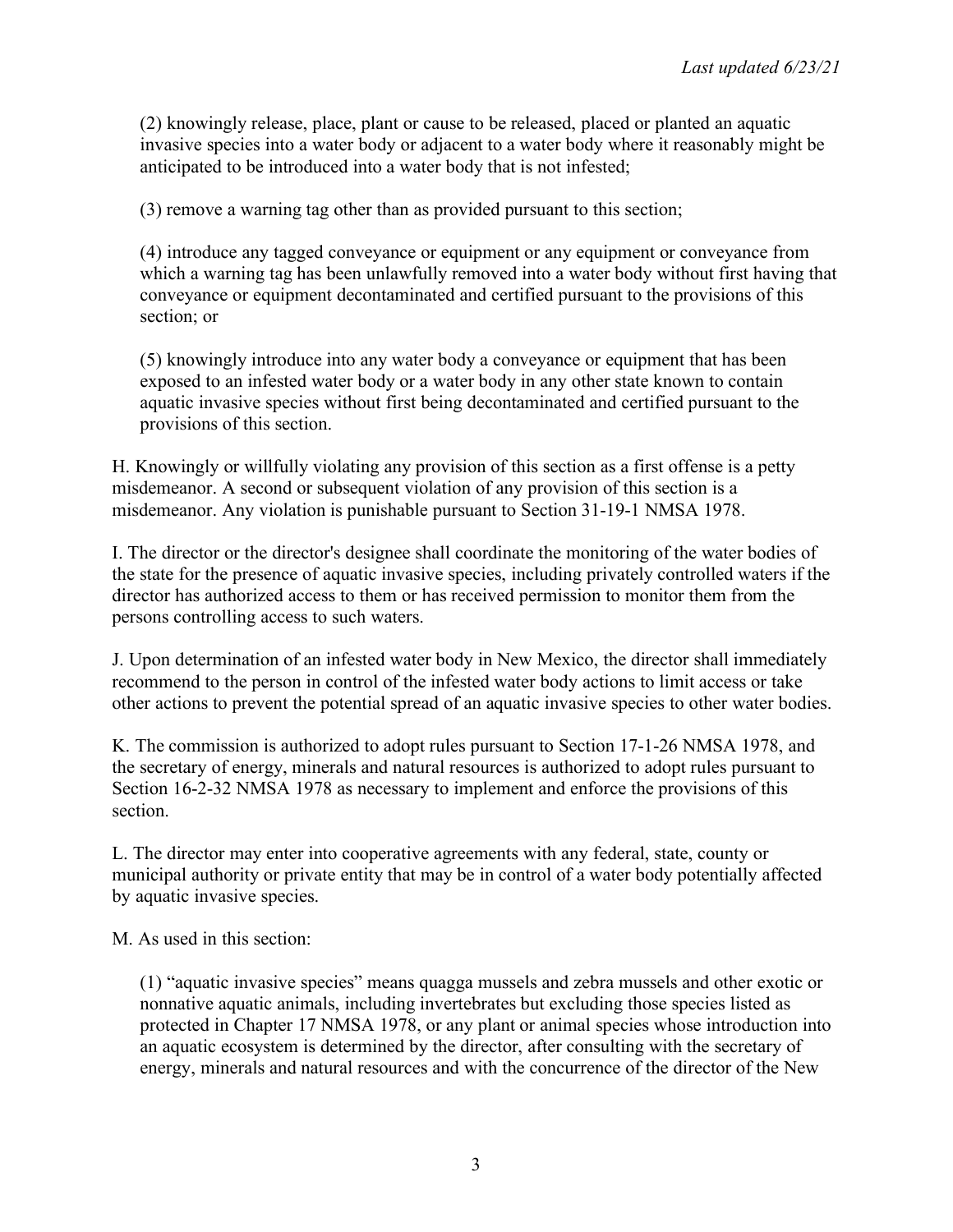(2) knowingly release, place, plant or cause to be released, placed or planted an aquatic invasive species into a water body or adjacent to a water body where it reasonably might be anticipated to be introduced into a water body that is not infested;

(3) remove a warning tag other than as provided pursuant to this section;

(4) introduce any tagged conveyance or equipment or any equipment or conveyance from which a warning tag has been unlawfully removed into a water body without first having that conveyance or equipment decontaminated and certified pursuant to the provisions of this section; or

(5) knowingly introduce into any water body a conveyance or equipment that has been exposed to an infested water body or a water body in any other state known to contain aquatic invasive species without first being decontaminated and certified pursuant to the provisions of this section.

H. Knowingly or willfully violating any provision of this section as a first offense is a petty misdemeanor. A second or subsequent violation of any provision of this section is a misdemeanor. Any violation is punishable pursuant to Section 31-19-1 NMSA 1978.

I. The director or the director's designee shall coordinate the monitoring of the water bodies of the state for the presence of aquatic invasive species, including privately controlled waters if the director has authorized access to them or has received permission to monitor them from the persons controlling access to such waters.

J. Upon determination of an infested water body in New Mexico, the director shall immediately recommend to the person in control of the infested water body actions to limit access or take other actions to prevent the potential spread of an aquatic invasive species to other water bodies.

K. The commission is authorized to adopt rules pursuant to Section 17-1-26 NMSA 1978, and the secretary of energy, minerals and natural resources is authorized to adopt rules pursuant to Section 16-2-32 NMSA 1978 as necessary to implement and enforce the provisions of this section.

L. The director may enter into cooperative agreements with any federal, state, county or municipal authority or private entity that may be in control of a water body potentially affected by aquatic invasive species.

M. As used in this section:

(1) "aquatic invasive species" means quagga mussels and zebra mussels and other exotic or nonnative aquatic animals, including invertebrates but excluding those species listed as protected in Chapter 17 NMSA 1978, or any plant or animal species whose introduction into an aquatic ecosystem is determined by the director, after consulting with the secretary of energy, minerals and natural resources and with the concurrence of the director of the New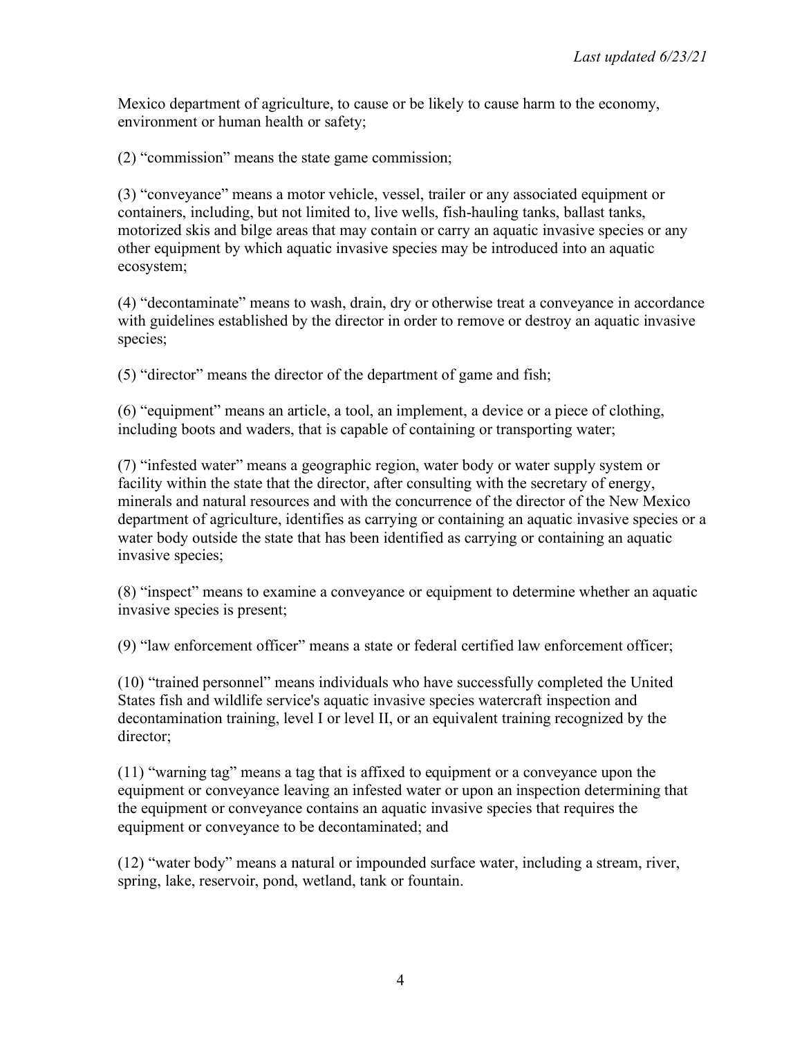Mexico department of agriculture, to cause or be likely to cause harm to the economy, environment or human health or safety;

(2) "commission" means the state game commission;

(3) "conveyance" means a motor vehicle, vessel, trailer or any associated equipment or containers, including, but not limited to, live wells, fish-hauling tanks, ballast tanks, motorized skis and bilge areas that may contain or carry an aquatic invasive species or any other equipment by which aquatic invasive species may be introduced into an aquatic ecosystem;

(4) "decontaminate" means to wash, drain, dry or otherwise treat a conveyance in accordance with guidelines established by the director in order to remove or destroy an aquatic invasive species;

(5) "director" means the director of the department of game and fish;

(6) "equipment" means an article, a tool, an implement, a device or a piece of clothing, including boots and waders, that is capable of containing or transporting water;

(7) "infested water" means a geographic region, water body or water supply system or facility within the state that the director, after consulting with the secretary of energy, minerals and natural resources and with the concurrence of the director of the New Mexico department of agriculture, identifies as carrying or containing an aquatic invasive species or a water body outside the state that has been identified as carrying or containing an aquatic invasive species;

(8) "inspect" means to examine a conveyance or equipment to determine whether an aquatic invasive species is present;

(9) "law enforcement officer" means a state or federal certified law enforcement officer;

(10) "trained personnel" means individuals who have successfully completed the United States fish and wildlife service's aquatic invasive species watercraft inspection and decontamination training, level I or level II, or an equivalent training recognized by the director;

(11) "warning tag" means a tag that is affixed to equipment or a conveyance upon the equipment or conveyance leaving an infested water or upon an inspection determining that the equipment or conveyance contains an aquatic invasive species that requires the equipment or conveyance to be decontaminated; and

(12) "water body" means a natural or impounded surface water, including a stream, river, spring, lake, reservoir, pond, wetland, tank or fountain.